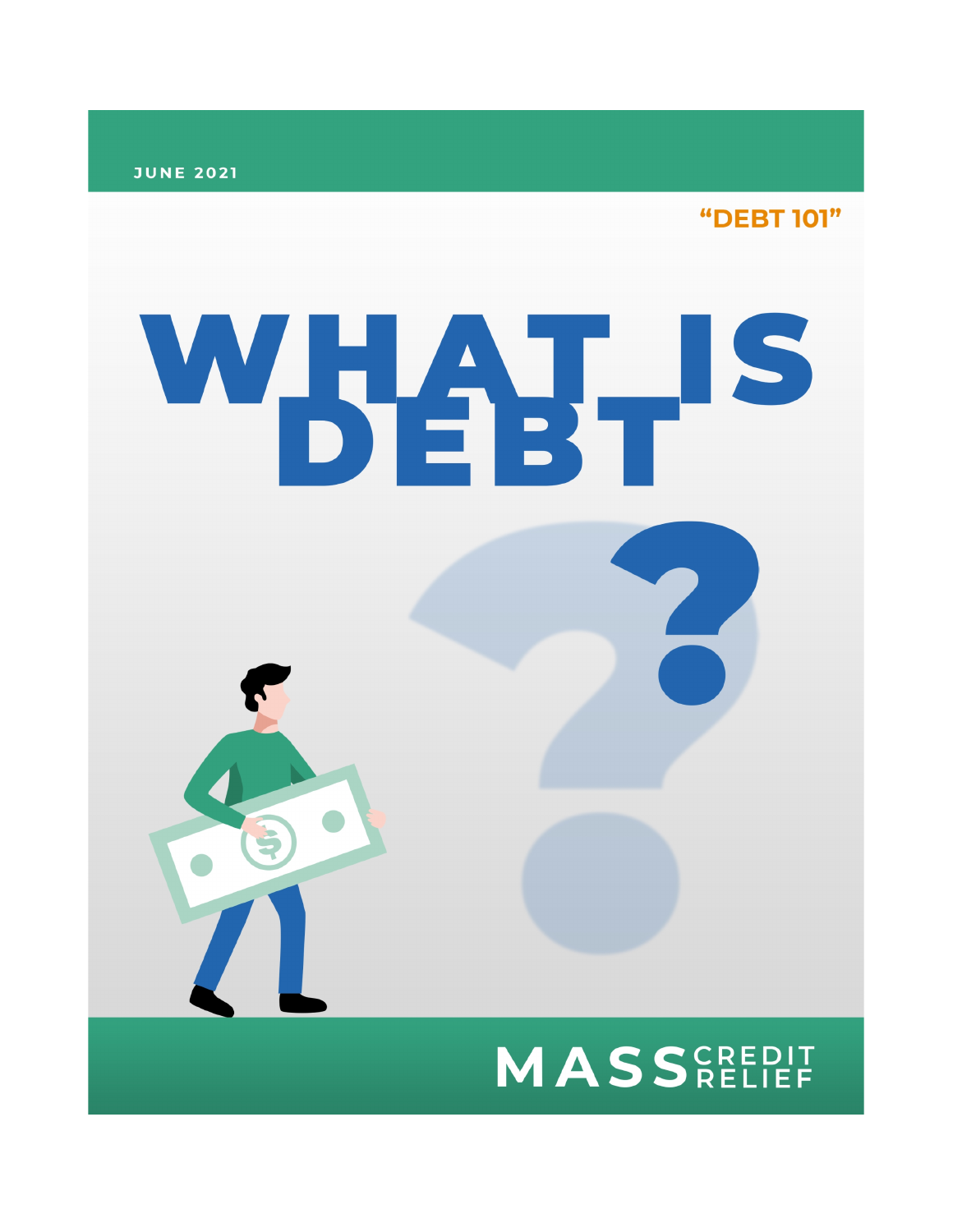JUNE 2021

"DEBT 101"

# WHAT IS DEBT?

MASS CREDIT RELIEF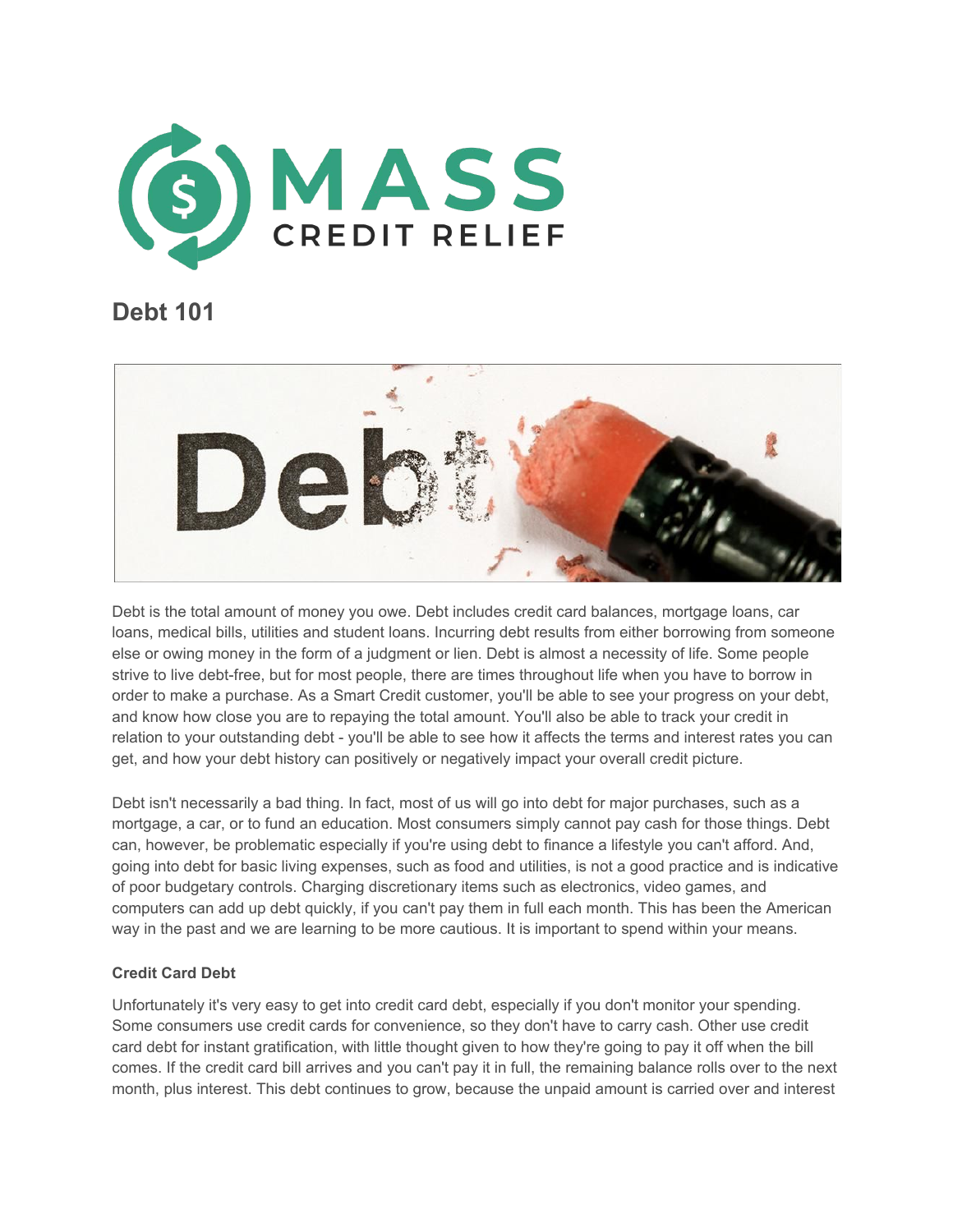# Debt 101

Debt is the total amount of money you owe. Debt includes credit card balances, mortgage loans, car loans, medical bills, utilities and student loans. Incurring debt results from either borrowing from someone else or owing money in the form of a judgment or lien. Debt is almost a necessity of life. Some people strive to live debt-free, but for most people, there are times throughout life when you have to borrow in order to make a purchase. As a Smart Credit customer, you'll be able to see your progress on your debt, and know how close you are to repaying the total amount. You'll also be able to track your credit in relation to your outstanding debt - you'll be able to see how it affects the terms and interest rates you can get, and how your debt history can positively or negatively impact your overall credit picture.

Debt isn't necessarily a bad thing. In fact, most of us will go into debt for major purchases, such as a mortgage, a car, or to fund an education. Most consumers simply cannot pay cash for those things. Debt can, however, be problematic especially if you're using debt to finance a lifestyle you can't afford. And, going into debt for basic living expenses, such as food and utilities, is not a good practice and is indicative of poor budgetary controls. Charging discretionary items such as electronics, video games, and computers can add up debt quickly, if you can't pay them in full each month. This has been the American way in the past and we are learning to be more cautious. It is important to spend within your means.

**Credit Card Debt**

Unfortunately it's very easy to get into credit card debt, especially if you don't monitor your spending. Some consumers use credit cards for convenience, so they don't have to carry cash. Other use credit card debt for instant gratification, with little thought given to how they're going to pay it off when the bill comes. If the credit card bill arrives and you can't pay it in full, the remaining balance rolls over to the next month, plus interest. This debt continues to grow, because the unpaid amount is carried over and interest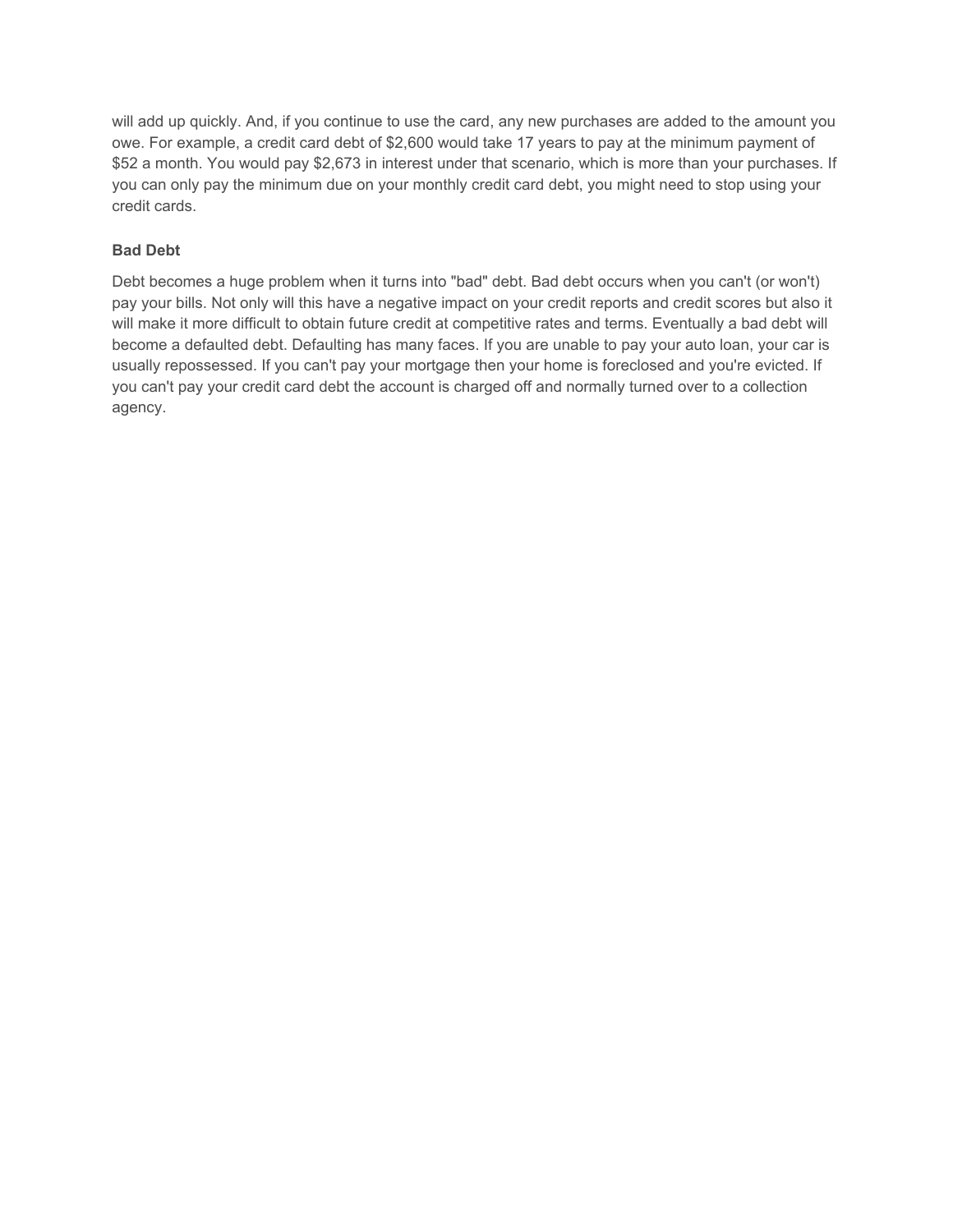will add up quickly. And, if you continue to use the card, any new purchases are added to the amount you owe. For example, a credit card debt of $2,600 would take 17 years to pay at the minimum payment of $52 a month. You would pay $2,673 in interest under that scenario, which is more than your purchases. If you can only pay the minimum due on your monthly credit card debt, you might need to stop using your credit cards.

**Bad Debt**

Debt becomes a huge problem when it turns into "bad" debt. Bad debt occurs when you can't (or won't) pay your bills. Not only will this have a negative impact on your credit reports and credit scores but also it will make it more difficult to obtain future credit at competitive rates and terms. Eventually a bad debt will become a defaulted debt. Defaulting has many faces. If you are unable to pay your auto loan, your car is usually repossessed. If you can't pay your mortgage then your home is foreclosed and you're evicted. If you can't pay your credit card debt the account is charged off and normally turned over to a collection agency.